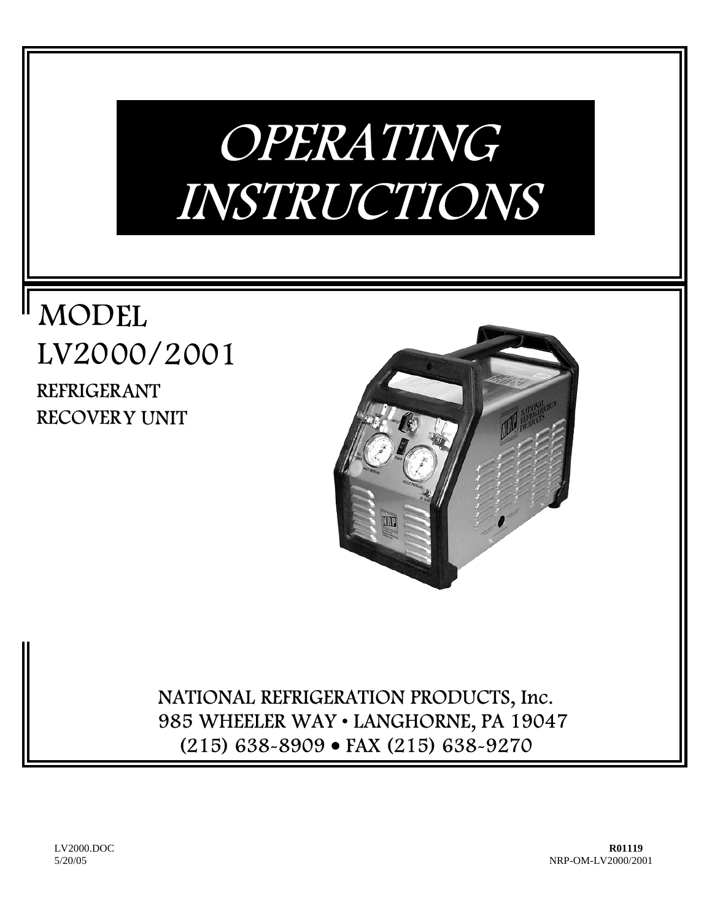# OPERATING INSTRUCTIONS

## MODEL LV2000/2001

### REFRIGERANT RECOVERY UNIT

NATIONAL REFRIGERATION PRODUCTS, Inc.
985 WHEELER WAY • LANGHORNE, PA 19047
(215) 638-8909 • FAX (215) 638-9270

LV2000.DOC
5/20/05

**R01119**
NRP-OM-LV2000/2001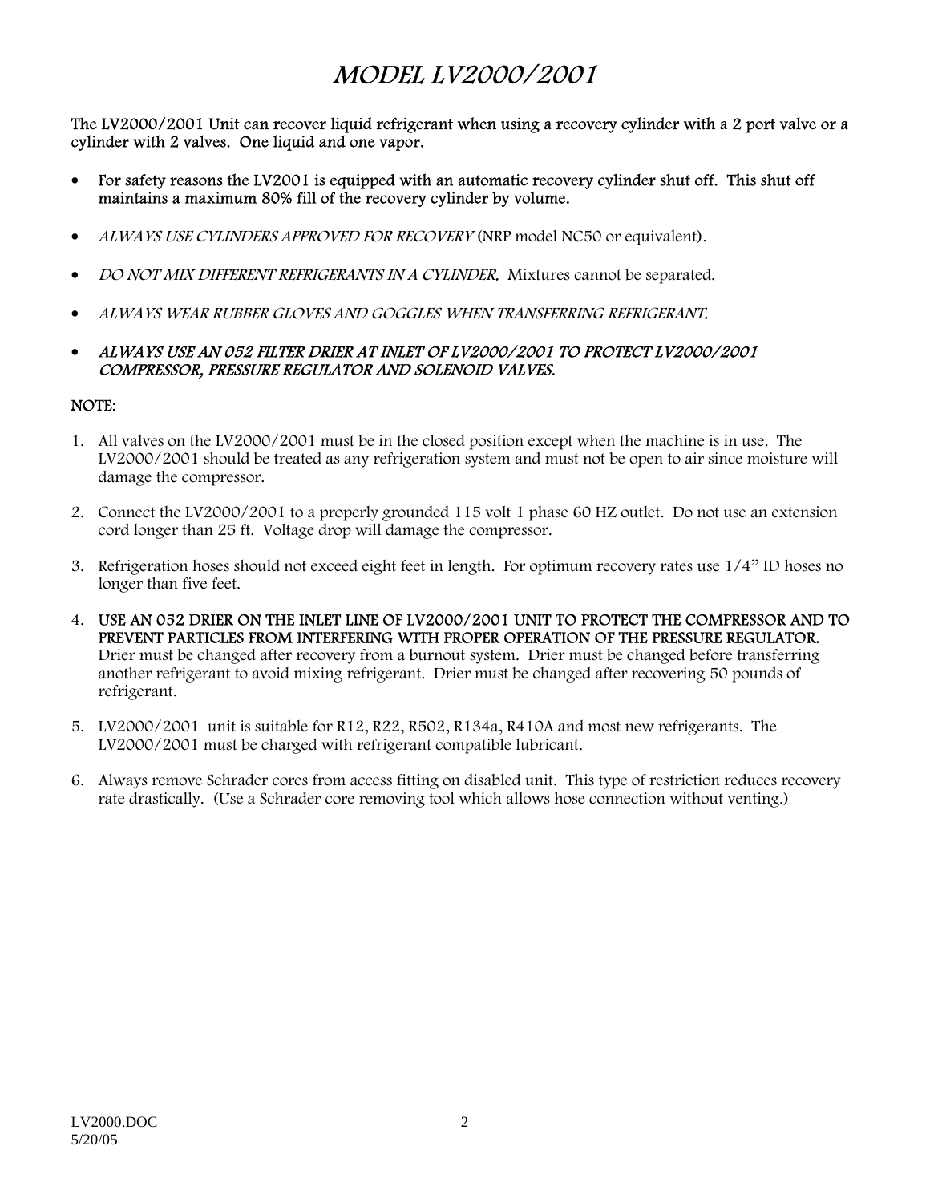# MODEL LV2000/2001

**The LV2000/2001 Unit can recover liquid refrigerant when using a recovery cylinder with a 2 port valve or a cylinder with 2 valves. One liquid and one vapor.**

- **For safety reasons the LV2001 is equipped with an automatic recovery cylinder shut off. This shut off maintains a maximum 80% fill of the recovery cylinder by volume.**
- *ALWAYS USE CYLINDERS APPROVED FOR RECOVERY* (NRP model NC50 or equivalent).
- *DO NOT MIX DIFFERENT REFRIGERANTS IN A CYLINDER.* Mixtures cannot be separated.
- *ALWAYS WEAR RUBBER GLOVES AND GOGGLES WHEN TRANSFERRING REFRIGERANT.*
- ***ALWAYS USE AN 052 FILTER DRIER AT INLET OF LV2000/2001 TO PROTECT LV2000/2001 COMPRESSOR, PRESSURE REGULATOR AND SOLENOID VALVES.***

**NOTE:**

1. All valves on the LV2000/2001 must be in the closed position except when the machine is in use. The LV2000/2001 should be treated as any refrigeration system and must not be open to air since moisture will damage the compressor.
2. Connect the LV2000/2001 to a properly grounded 115 volt 1 phase 60 HZ outlet. Do not use an extension cord longer than 25 ft. Voltage drop will damage the compressor.
3. Refrigeration hoses should not exceed eight feet in length. For optimum recovery rates use 1/4" ID hoses no longer than five feet.
4. **USE AN 052 DRIER ON THE INLET LINE OF LV2000/2001 UNIT TO PROTECT THE COMPRESSOR AND TO PREVENT PARTICLES FROM INTERFERING WITH PROPER OPERATION OF THE PRESSURE REGULATOR.** Drier must be changed after recovery from a burnout system. Drier must be changed before transferring another refrigerant to avoid mixing refrigerant. Drier must be changed after recovering 50 pounds of refrigerant.
5. LV2000/2001 unit is suitable for R12, R22, R502, R134a, R410A and most new refrigerants. The LV2000/2001 must be charged with refrigerant compatible lubricant.
6. Always remove Schrader cores from access fitting on disabled unit. This type of restriction reduces recovery rate drastically. (Use a Schrader core removing tool which allows hose connection without venting.)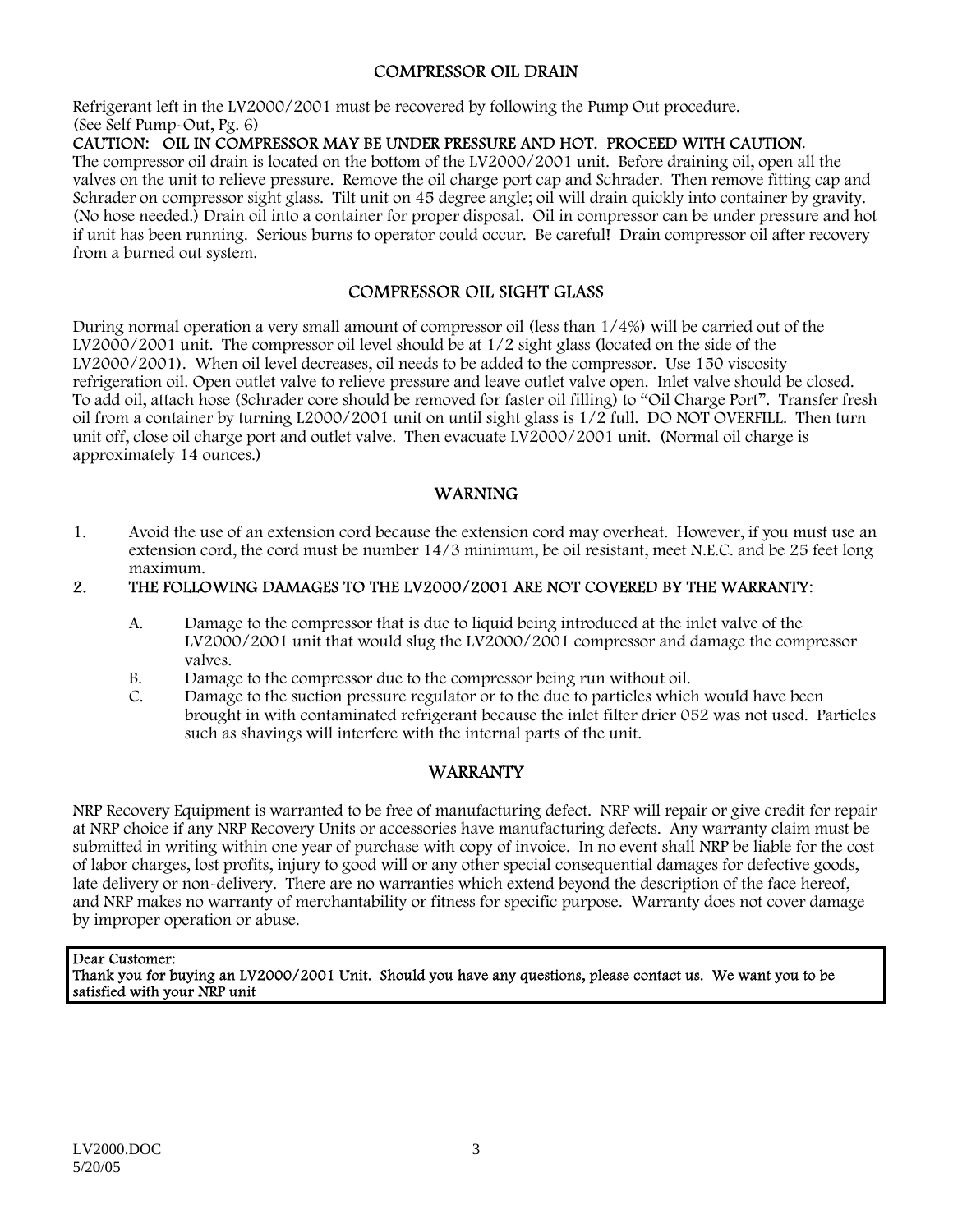## COMPRESSOR OIL DRAIN

Refrigerant left in the LV2000/2001 must be recovered by following the Pump Out procedure. (See Self Pump-Out, Pg. 6)

**CAUTION: OIL IN COMPRESSOR MAY BE UNDER PRESSURE AND HOT. PROCEED WITH CAUTION.**
The compressor oil drain is located on the bottom of the LV2000/2001 unit. Before draining oil, open all the valves on the unit to relieve pressure. Remove the oil charge port cap and Schrader. Then remove fitting cap and Schrader on compressor sight glass. Tilt unit on 45 degree angle; oil will drain quickly into container by gravity. (No hose needed.) Drain oil into a container for proper disposal. Oil in compressor can be under pressure and hot if unit has been running. Serious burns to operator could occur. Be careful! Drain compressor oil after recovery from a burned out system.

## COMPRESSOR OIL SIGHT GLASS

During normal operation a very small amount of compressor oil (less than 1/4%) will be carried out of the LV2000/2001 unit. The compressor oil level should be at 1/2 sight glass (located on the side of the LV2000/2001). When oil level decreases, oil needs to be added to the compressor. Use 150 viscosity refrigeration oil. Open outlet valve to relieve pressure and leave outlet valve open. Inlet valve should be closed. To add oil, attach hose (Schrader core should be removed for faster oil filling) to "Oil Charge Port". Transfer fresh oil from a container by turning L2000/2001 unit on until sight glass is 1/2 full. DO NOT OVERFILL. Then turn unit off, close oil charge port and outlet valve. Then evacuate LV2000/2001 unit. (Normal oil charge is approximately 14 ounces.)

## WARNING

1. Avoid the use of an extension cord because the extension cord may overheat. However, if you must use an extension cord, the cord must be number 14/3 minimum, be oil resistant, meet N.E.C. and be 25 feet long maximum.
2. **THE FOLLOWING DAMAGES TO THE LV2000/2001 ARE NOT COVERED BY THE WARRANTY:**
   - A. Damage to the compressor that is due to liquid being introduced at the inlet valve of the LV2000/2001 unit that would slug the LV2000/2001 compressor and damage the compressor valves.
   - B. Damage to the compressor due to the compressor being run without oil.
   - C. Damage to the suction pressure regulator or to the due to particles which would have been brought in with contaminated refrigerant because the inlet filter drier 052 was not used. Particles such as shavings will interfere with the internal parts of the unit.

## WARRANTY

NRP Recovery Equipment is warranted to be free of manufacturing defect. NRP will repair or give credit for repair at NRP choice if any NRP Recovery Units or accessories have manufacturing defects. Any warranty claim must be submitted in writing within one year of purchase with copy of invoice. In no event shall NRP be liable for the cost of labor charges, lost profits, injury to good will or any other special consequential damages for defective goods, late delivery or non-delivery. There are no warranties which extend beyond the description of the face hereof, and NRP makes no warranty of merchantability or fitness for specific purpose. Warranty does not cover damage by improper operation or abuse.

**Dear Customer:**
**Thank you for buying an LV2000/2001 Unit. Should you have any questions, please contact us. We want you to be satisfied with your NRP unit**

LV2000.DOC
5/20/05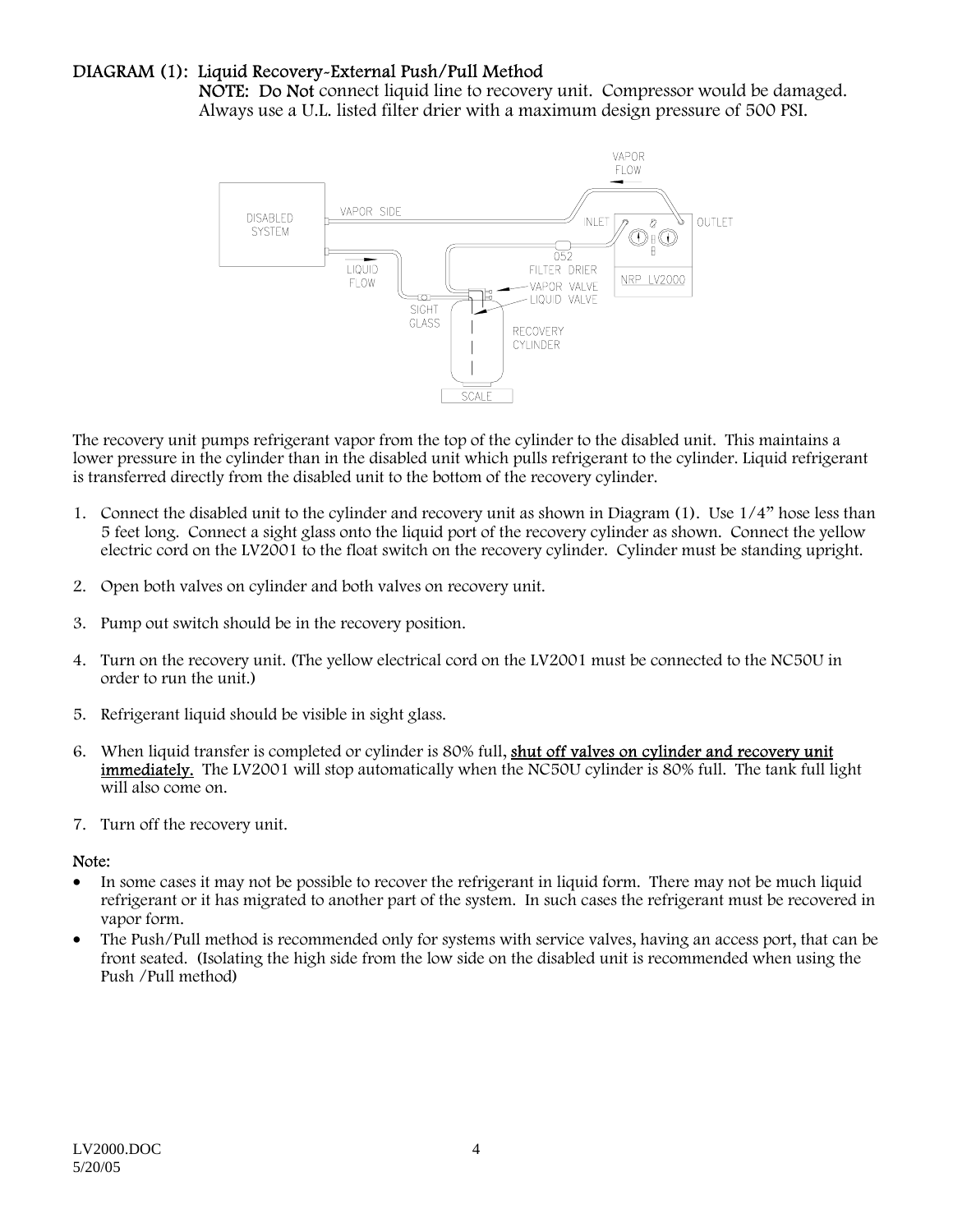**DIAGRAM (1): Liquid Recovery-External Push/Pull Method**

**NOTE: Do Not** connect liquid line to recovery unit. Compressor would be damaged. Always use a U.L. listed filter drier with a maximum design pressure of 500 PSI.

The recovery unit pumps refrigerant vapor from the top of the cylinder to the disabled unit. This maintains a lower pressure in the cylinder than in the disabled unit which pulls refrigerant to the cylinder. Liquid refrigerant is transferred directly from the disabled unit to the bottom of the recovery cylinder.

1. Connect the disabled unit to the cylinder and recovery unit as shown in Diagram (1). Use 1/4" hose less than 5 feet long. Connect a sight glass onto the liquid port of the recovery cylinder as shown. Connect the yellow electric cord on the LV2001 to the float switch on the recovery cylinder. Cylinder must be standing upright.

2. Open both valves on cylinder and both valves on recovery unit.

3. Pump out switch should be in the recovery position.

4. Turn on the recovery unit. (The yellow electrical cord on the LV2001 must be connected to the NC50U in order to run the unit.)

5. Refrigerant liquid should be visible in sight glass.

6. When liquid transfer is completed or cylinder is 80% full, <u>shut off valves on cylinder and recovery unit immediately.</u> The LV2001 will stop automatically when the NC50U cylinder is 80% full. The tank full light will also come on.

7. Turn off the recovery unit.

**Note:**

- In some cases it may not be possible to recover the refrigerant in liquid form. There may not be much liquid refrigerant or it has migrated to another part of the system. In such cases the refrigerant must be recovered in vapor form.
- The Push/Pull method is recommended only for systems with service valves, having an access port, that can be front seated. (Isolating the high side from the low side on the disabled unit is recommended when using the Push /Pull method)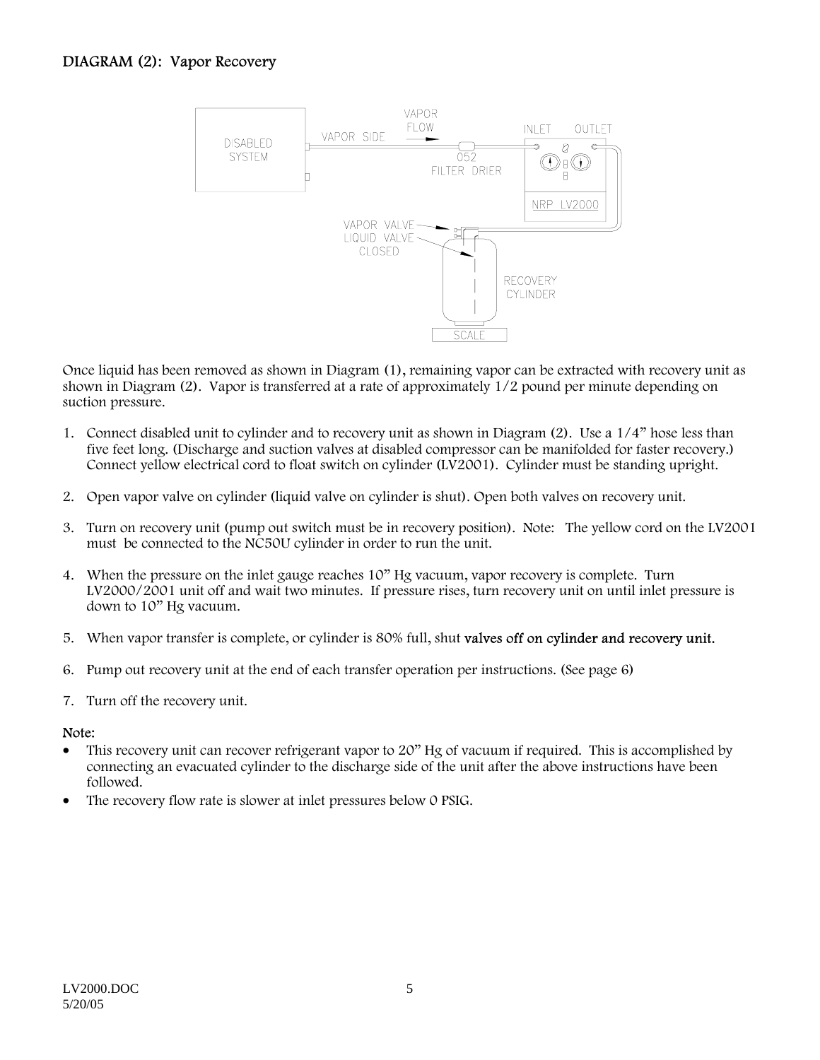## DIAGRAM (2): Vapor Recovery

Once liquid has been removed as shown in Diagram (1), remaining vapor can be extracted with recovery unit as shown in Diagram (2). Vapor is transferred at a rate of approximately 1/2 pound per minute depending on suction pressure.

1. Connect disabled unit to cylinder and to recovery unit as shown in Diagram (2). Use a 1/4" hose less than five feet long. (Discharge and suction valves at disabled compressor can be manifolded for faster recovery.) Connect yellow electrical cord to float switch on cylinder (LV2001). Cylinder must be standing upright.

2. Open vapor valve on cylinder (liquid valve on cylinder is shut). Open both valves on recovery unit.

3. Turn on recovery unit (pump out switch must be in recovery position). Note: The yellow cord on the LV2001 must be connected to the NC50U cylinder in order to run the unit.

4. When the pressure on the inlet gauge reaches 10" Hg vacuum, vapor recovery is complete. Turn LV2000/2001 unit off and wait two minutes. If pressure rises, turn recovery unit on until inlet pressure is down to 10" Hg vacuum.

5. When vapor transfer is complete, or cylinder is 80% full, shut **valves off on cylinder and recovery unit.**

6. Pump out recovery unit at the end of each transfer operation per instructions. (See page 6)

7. Turn off the recovery unit.

**Note:**

- This recovery unit can recover refrigerant vapor to 20" Hg of vacuum if required. This is accomplished by connecting an evacuated cylinder to the discharge side of the unit after the above instructions have been followed.
- The recovery flow rate is slower at inlet pressures below 0 PSIG.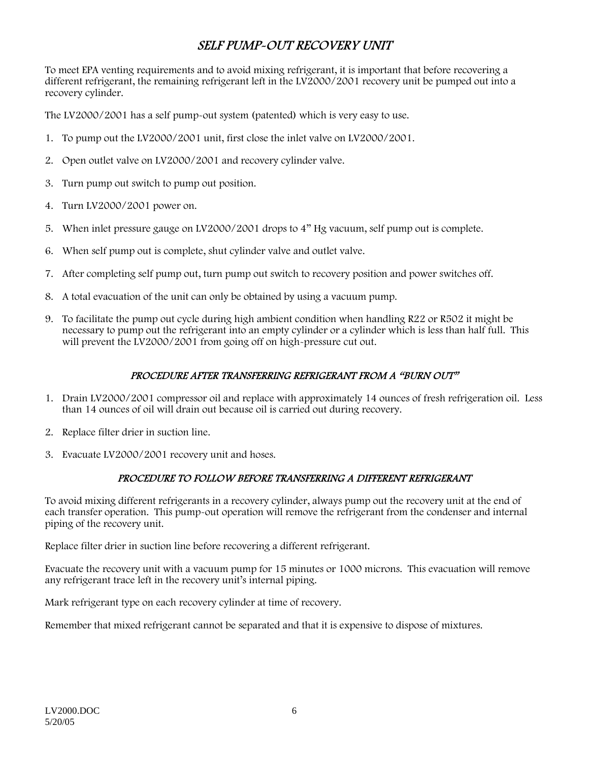## *SELF PUMP-OUT RECOVERY UNIT*

To meet EPA venting requirements and to avoid mixing refrigerant, it is important that before recovering a different refrigerant, the remaining refrigerant left in the LV2000/2001 recovery unit be pumped out into a recovery cylinder.

The LV2000/2001 has a self pump-out system (patented) which is very easy to use.

1. To pump out the LV2000/2001 unit, first close the inlet valve on LV2000/2001.
2. Open outlet valve on LV2000/2001 and recovery cylinder valve.
3. Turn pump out switch to pump out position.
4. Turn LV2000/2001 power on.
5. When inlet pressure gauge on LV2000/2001 drops to 4" Hg vacuum, self pump out is complete.
6. When self pump out is complete, shut cylinder valve and outlet valve.
7. After completing self pump out, turn pump out switch to recovery position and power switches off.
8. A total evacuation of the unit can only be obtained by using a vacuum pump.
9. To facilitate the pump out cycle during high ambient condition when handling R22 or R502 it might be necessary to pump out the refrigerant into an empty cylinder or a cylinder which is less than half full. This will prevent the LV2000/2001 from going off on high-pressure cut out.

### *PROCEDURE AFTER TRANSFERRING REFRIGERANT FROM A "BURN OUT"*

1. Drain LV2000/2001 compressor oil and replace with approximately 14 ounces of fresh refrigeration oil. Less than 14 ounces of oil will drain out because oil is carried out during recovery.
2. Replace filter drier in suction line.
3. Evacuate LV2000/2001 recovery unit and hoses.

### *PROCEDURE TO FOLLOW BEFORE TRANSFERRING A DIFFERENT REFRIGERANT*

To avoid mixing different refrigerants in a recovery cylinder, always pump out the recovery unit at the end of each transfer operation. This pump-out operation will remove the refrigerant from the condenser and internal piping of the recovery unit.

Replace filter drier in suction line before recovering a different refrigerant.

Evacuate the recovery unit with a vacuum pump for 15 minutes or 1000 microns. This evacuation will remove any refrigerant trace left in the recovery unit's internal piping.

Mark refrigerant type on each recovery cylinder at time of recovery.

Remember that mixed refrigerant cannot be separated and that it is expensive to dispose of mixtures.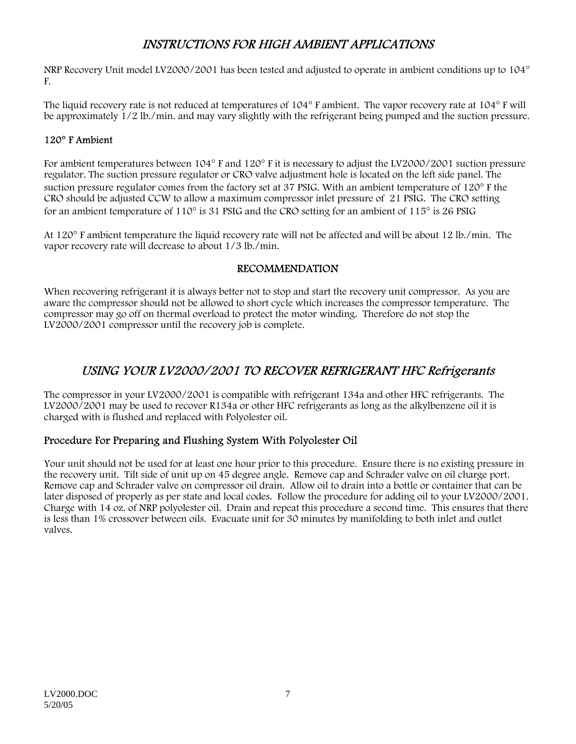# *INSTRUCTIONS FOR HIGH AMBIENT APPLICATIONS*

NRP Recovery Unit model LV2000/2001 has been tested and adjusted to operate in ambient conditions up to 104° F.

The liquid recovery rate is not reduced at temperatures of 104° F ambient. The vapor recovery rate at 104° F will be approximately 1/2 lb./min. and may vary slightly with the refrigerant being pumped and the suction pressure.

### 120° F Ambient

For ambient temperatures between 104° F and 120° F it is necessary to adjust the LV2000/2001 suction pressure regulator. The suction pressure regulator or CRO valve adjustment hole is located on the left side panel. The suction pressure regulator comes from the factory set at 37 PSIG. With an ambient temperature of 120° F the CRO should be adjusted CCW to allow a maximum compressor inlet pressure of 21 PSIG. The CRO setting for an ambient temperature of 110° is 31 PSIG and the CRO setting for an ambient of 115° is 26 PSIG

At 120° F ambient temperature the liquid recovery rate will not be affected and will be about 12 lb./min. The vapor recovery rate will decrease to about 1/3 lb./min.

### RECOMMENDATION

When recovering refrigerant it is always better not to stop and start the recovery unit compressor. As you are aware the compressor should not be allowed to short cycle which increases the compressor temperature. The compressor may go off on thermal overload to protect the motor winding. Therefore do not stop the LV2000/2001 compressor until the recovery job is complete.

# *USING YOUR LV2000/2001 TO RECOVER REFRIGERANT HFC Refrigerants*

The compressor in your LV2000/2001 is compatible with refrigerant 134a and other HFC refrigerants. The LV2000/2001 may be used to recover R134a or other HFC refrigerants as long as the alkylbenzene oil it is charged with is flushed and replaced with Polyolester oil.

### Procedure For Preparing and Flushing System With Polyolester Oil

Your unit should not be used for at least one hour prior to this procedure. Ensure there is no existing pressure in the recovery unit. Tilt side of unit up on 45 degree angle. Remove cap and Schrader valve on oil charge port. Remove cap and Schrader valve on compressor oil drain. Allow oil to drain into a bottle or container that can be later disposed of properly as per state and local codes. Follow the procedure for adding oil to your LV2000/2001. Charge with 14 oz. of NRP polyolester oil. Drain and repeat this procedure a second time. This ensures that there is less than 1% crossover between oils. Evacuate unit for 30 minutes by manifolding to both inlet and outlet valves.